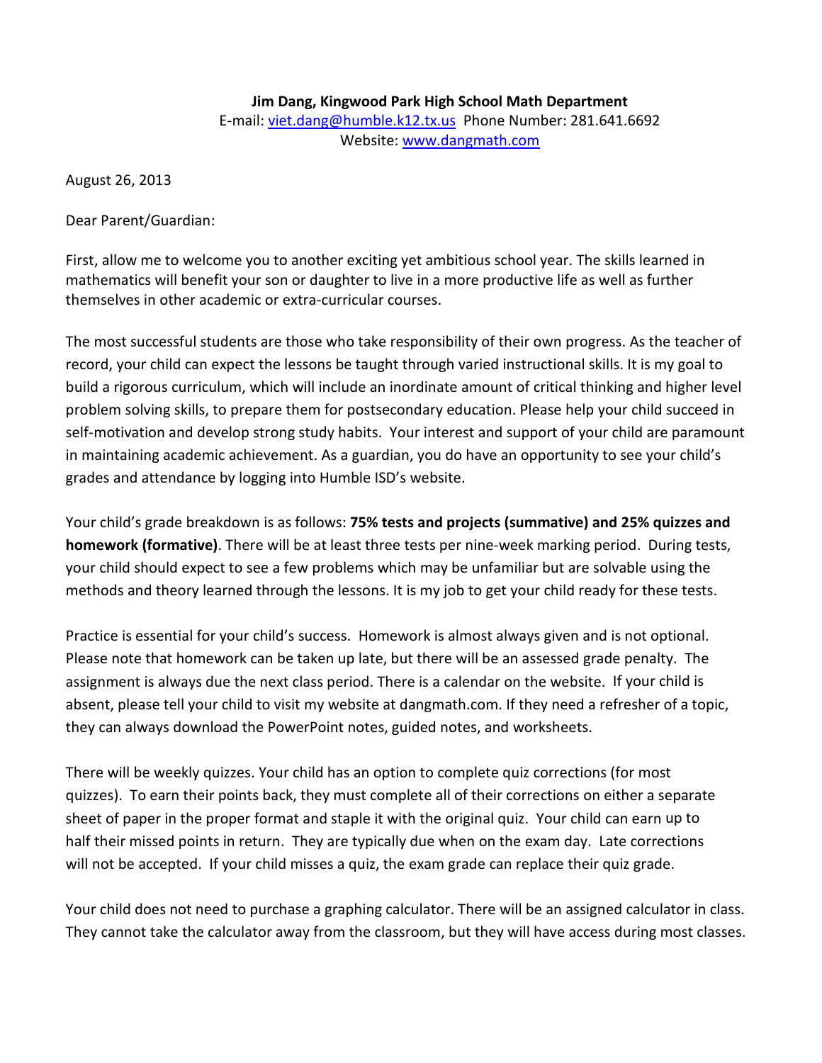**Jim Dang, Kingwood Park High School Math Department**
E-mail: [viet.dang@humble.k12.tx.us](mailto:viet.dang@humble.k12.tx.us) Phone Number: 281.641.6692
Website: [www.dangmath.com](http://www.dangmath.com)

August 26, 2013

Dear Parent/Guardian:

First, allow me to welcome you to another exciting yet ambitious school year. The skills learned in mathematics will benefit your son or daughter to live in a more productive life as well as further themselves in other academic or extra-curricular courses.

The most successful students are those who take responsibility of their own progress. As the teacher of record, your child can expect the lessons be taught through varied instructional skills. It is my goal to build a rigorous curriculum, which will include an inordinate amount of critical thinking and higher level problem solving skills, to prepare them for postsecondary education. Please help your child succeed in self-motivation and develop strong study habits. Your interest and support of your child are paramount in maintaining academic achievement. As a guardian, you do have an opportunity to see your child's grades and attendance by logging into Humble ISD's website.

Your child's grade breakdown is as follows: **75% tests and projects (summative) and 25% quizzes and homework (formative)**. There will be at least three tests per nine-week marking period. During tests, your child should expect to see a few problems which may be unfamiliar but are solvable using the methods and theory learned through the lessons. It is my job to get your child ready for these tests.

Practice is essential for your child's success. Homework is almost always given and is not optional. Please note that homework can be taken up late, but there will be an assessed grade penalty. The assignment is always due the next class period. There is a calendar on the website. If your child is absent, please tell your child to visit my website at dangmath.com. If they need a refresher of a topic, they can always download the PowerPoint notes, guided notes, and worksheets.

There will be weekly quizzes. Your child has an option to complete quiz corrections (for most quizzes). To earn their points back, they must complete all of their corrections on either a separate sheet of paper in the proper format and staple it with the original quiz. Your child can earn up to half their missed points in return. They are typically due when on the exam day. Late corrections will not be accepted. If your child misses a quiz, the exam grade can replace their quiz grade.

Your child does not need to purchase a graphing calculator. There will be an assigned calculator in class. They cannot take the calculator away from the classroom, but they will have access during most classes.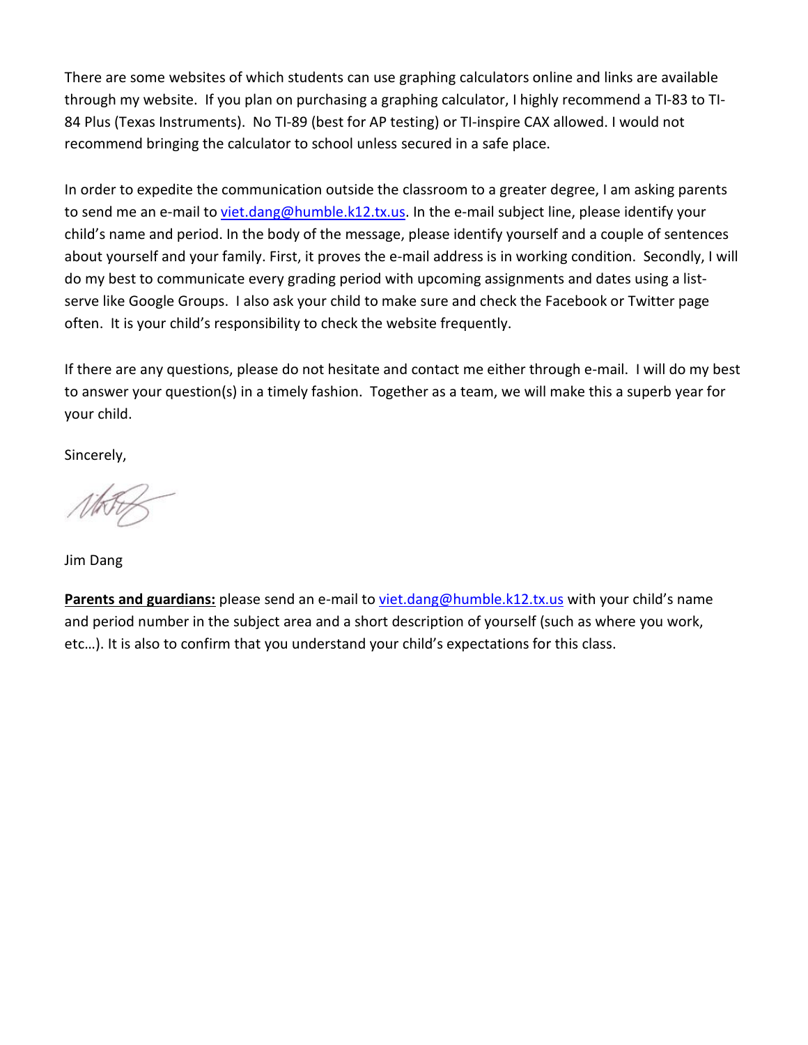There are some websites of which students can use graphing calculators online and links are available through my website. If you plan on purchasing a graphing calculator, I highly recommend a TI-83 to TI-84 Plus (Texas Instruments). No TI-89 (best for AP testing) or TI-inspire CAX allowed. I would not recommend bringing the calculator to school unless secured in a safe place.

In order to expedite the communication outside the classroom to a greater degree, I am asking parents to send me an e-mail to [viet.dang@humble.k12.tx.us](mailto:viet.dang@humble.k12.tx.us). In the e-mail subject line, please identify your child's name and period. In the body of the message, please identify yourself and a couple of sentences about yourself and your family. First, it proves the e-mail address is in working condition. Secondly, I will do my best to communicate every grading period with upcoming assignments and dates using a list-serve like Google Groups. I also ask your child to make sure and check the Facebook or Twitter page often. It is your child's responsibility to check the website frequently.

If there are any questions, please do not hesitate and contact me either through e-mail. I will do my best to answer your question(s) in a timely fashion. Together as a team, we will make this a superb year for your child.

Sincerely,

Jim Dang

**Parents and guardians:** please send an e-mail to [viet.dang@humble.k12.tx.us](mailto:viet.dang@humble.k12.tx.us) with your child's name and period number in the subject area and a short description of yourself (such as where you work, etc…). It is also to confirm that you understand your child's expectations for this class.